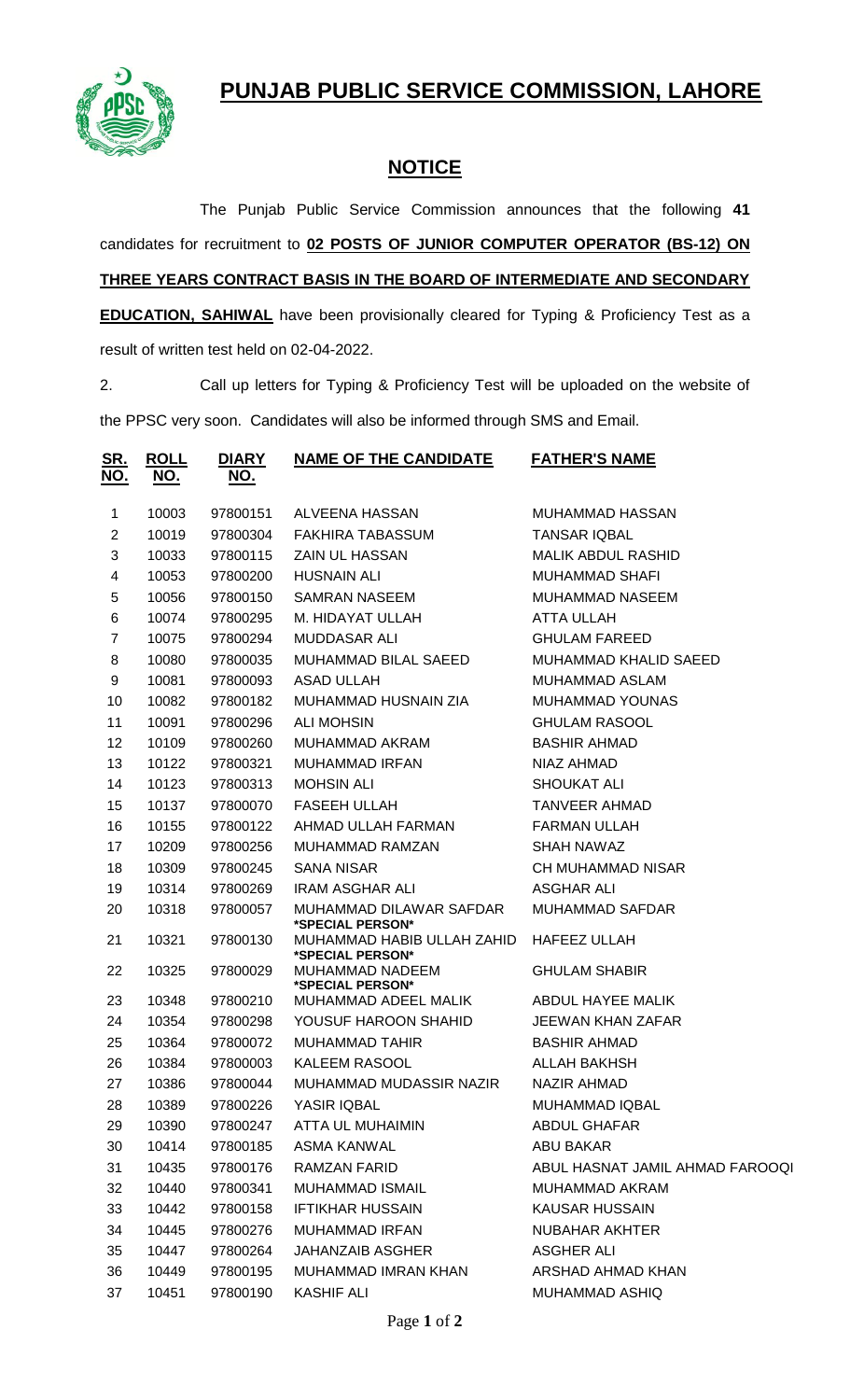# PUNJAB PUBLIC SERVICE COMMISSION, LAHORE

## NOTICE

The Punjab Public Service Commission announces that the following **41** candidates for recruitment to **02 POSTS OF JUNIOR COMPUTER OPERATOR (BS-12) ON THREE YEARS CONTRACT BASIS IN THE BOARD OF INTERMEDIATE AND SECONDARY EDUCATION, SAHIWAL** have been provisionally cleared for Typing & Proficiency Test as a result of written test held on 02-04-2022.

2. Call up letters for Typing & Proficiency Test will be uploaded on the website of the PPSC very soon. Candidates will also be informed through SMS and Email.

| SR. NO. | ROLL NO. | DIARY NO. | NAME OF THE CANDIDATE | FATHER'S NAME |
|---|---|---|---|---|
| 1 | 10003 | 97800151 | ALVEENA HASSAN | MUHAMMAD HASSAN |
| 2 | 10019 | 97800304 | FAKHIRA TABASSUM | TANSAR IQBAL |
| 3 | 10033 | 97800115 | ZAIN UL HASSAN | MALIK ABDUL RASHID |
| 4 | 10053 | 97800200 | HUSNAIN ALI | MUHAMMAD SHAFI |
| 5 | 10056 | 97800150 | SAMRAN NASEEM | MUHAMMAD NASEEM |
| 6 | 10074 | 97800295 | M. HIDAYAT ULLAH | ATTA ULLAH |
| 7 | 10075 | 97800294 | MUDDASAR ALI | GHULAM FAREED |
| 8 | 10080 | 97800035 | MUHAMMAD BILAL SAEED | MUHAMMAD KHALID SAEED |
| 9 | 10081 | 97800093 | ASAD ULLAH | MUHAMMAD ASLAM |
| 10 | 10082 | 97800182 | MUHAMMAD HUSNAIN ZIA | MUHAMMAD YOUNAS |
| 11 | 10091 | 97800296 | ALI MOHSIN | GHULAM RASOOL |
| 12 | 10109 | 97800260 | MUHAMMAD AKRAM | BASHIR AHMAD |
| 13 | 10122 | 97800321 | MUHAMMAD IRFAN | NIAZ AHMAD |
| 14 | 10123 | 97800313 | MOHSIN ALI | SHOUKAT ALI |
| 15 | 10137 | 97800070 | FASEEH ULLAH | TANVEER AHMAD |
| 16 | 10155 | 97800122 | AHMAD ULLAH FARMAN | FARMAN ULLAH |
| 17 | 10209 | 97800256 | MUHAMMAD RAMZAN | SHAH NAWAZ |
| 18 | 10309 | 97800245 | SANA NISAR | CH MUHAMMAD NISAR |
| 19 | 10314 | 97800269 | IRAM ASGHAR ALI | ASGHAR ALI |
| 20 | 10318 | 97800057 | MUHAMMAD DILAWAR SAFDAR *SPECIAL PERSON* | MUHAMMAD SAFDAR |
| 21 | 10321 | 97800130 | MUHAMMAD HABIB ULLAH ZAHID *SPECIAL PERSON* | HAFEEZ ULLAH |
| 22 | 10325 | 97800029 | MUHAMMAD NADEEM *SPECIAL PERSON* | GHULAM SHABIR |
| 23 | 10348 | 97800210 | MUHAMMAD ADEEL MALIK | ABDUL HAYEE MALIK |
| 24 | 10354 | 97800298 | YOUSUF HAROON SHAHID | JEEWAN KHAN ZAFAR |
| 25 | 10364 | 97800072 | MUHAMMAD TAHIR | BASHIR AHMAD |
| 26 | 10384 | 97800003 | KALEEM RASOOL | ALLAH BAKHSH |
| 27 | 10386 | 97800044 | MUHAMMAD MUDASSIR NAZIR | NAZIR AHMAD |
| 28 | 10389 | 97800226 | YASIR IQBAL | MUHAMMAD IQBAL |
| 29 | 10390 | 97800247 | ATTA UL MUHAIMIN | ABDUL GHAFAR |
| 30 | 10414 | 97800185 | ASMA KANWAL | ABU BAKAR |
| 31 | 10435 | 97800176 | RAMZAN FARID | ABUL HASNAT JAMIL AHMAD FAROOQI |
| 32 | 10440 | 97800341 | MUHAMMAD ISMAIL | MUHAMMAD AKRAM |
| 33 | 10442 | 97800158 | IFTIKHAR HUSSAIN | KAUSAR HUSSAIN |
| 34 | 10445 | 97800276 | MUHAMMAD IRFAN | NUBAHAR AKHTER |
| 35 | 10447 | 97800264 | JAHANZAIB ASGHER | ASGHER ALI |
| 36 | 10449 | 97800195 | MUHAMMAD IMRAN KHAN | ARSHAD AHMAD KHAN |
| 37 | 10451 | 97800190 | KASHIF ALI | MUHAMMAD ASHIQ |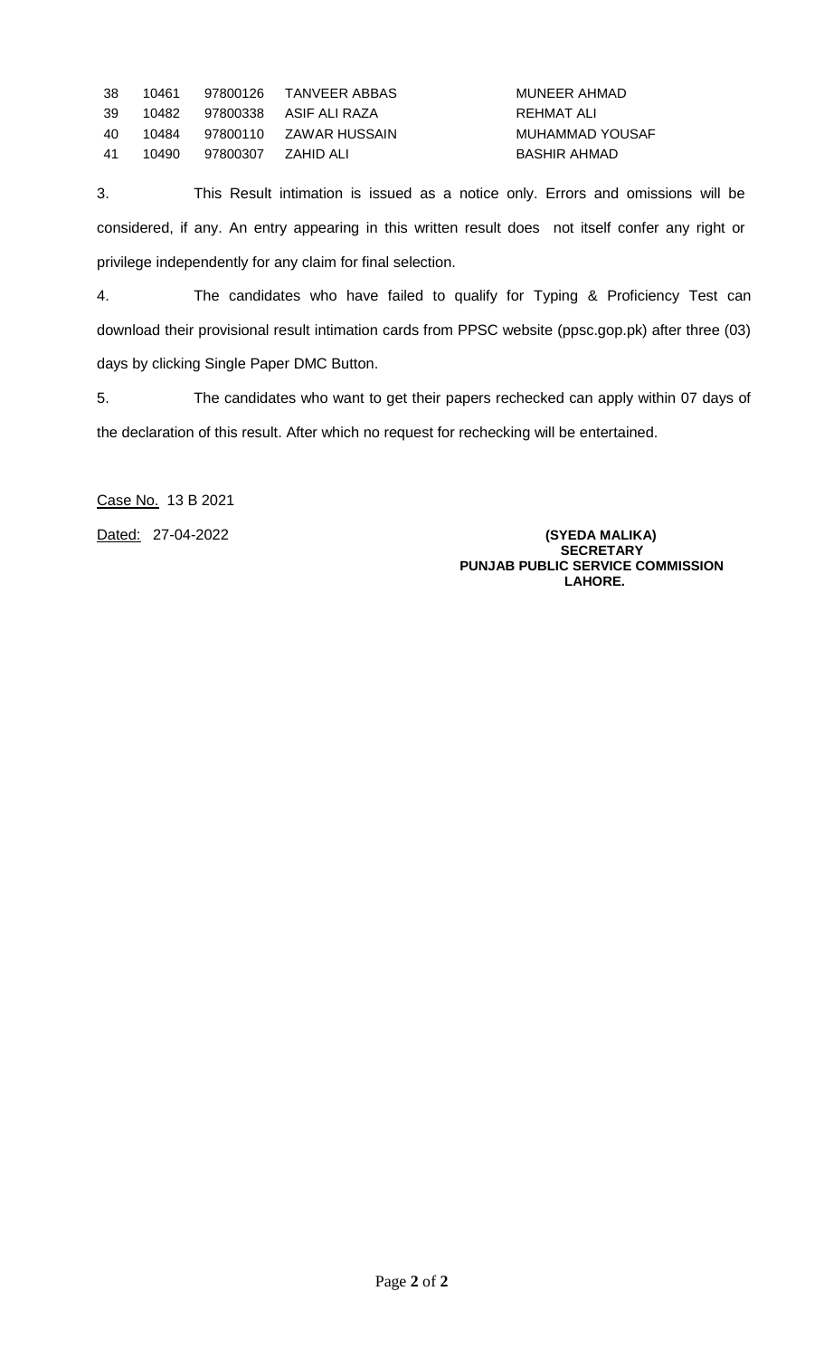| | | | | |
|---|---|---|---|---|
| 38 | 10461 | 97800126 | TANVEER ABBAS | MUNEER AHMAD |
| 39 | 10482 | 97800338 | ASIF ALI RAZA | REHMAT ALI |
| 40 | 10484 | 97800110 | ZAWAR HUSSAIN | MUHAMMAD YOUSAF |
| 41 | 10490 | 97800307 | ZAHID ALI | BASHIR AHMAD |

3. This Result intimation is issued as a notice only. Errors and omissions will be considered, if any. An entry appearing in this written result does not itself confer any right or privilege independently for any claim for final selection.

4. The candidates who have failed to qualify for Typing & Proficiency Test can download their provisional result intimation cards from PPSC website (ppsc.gop.pk) after three (03) days by clicking Single Paper DMC Button.

5. The candidates who want to get their papers rechecked can apply within 07 days of the declaration of this result. After which no request for rechecking will be entertained.

Case No. 13 B 2021

Dated: 27-04-2022

**(SYEDA MALIKA)**
**SECRETARY**
**PUNJAB PUBLIC SERVICE COMMISSION**
**LAHORE.**